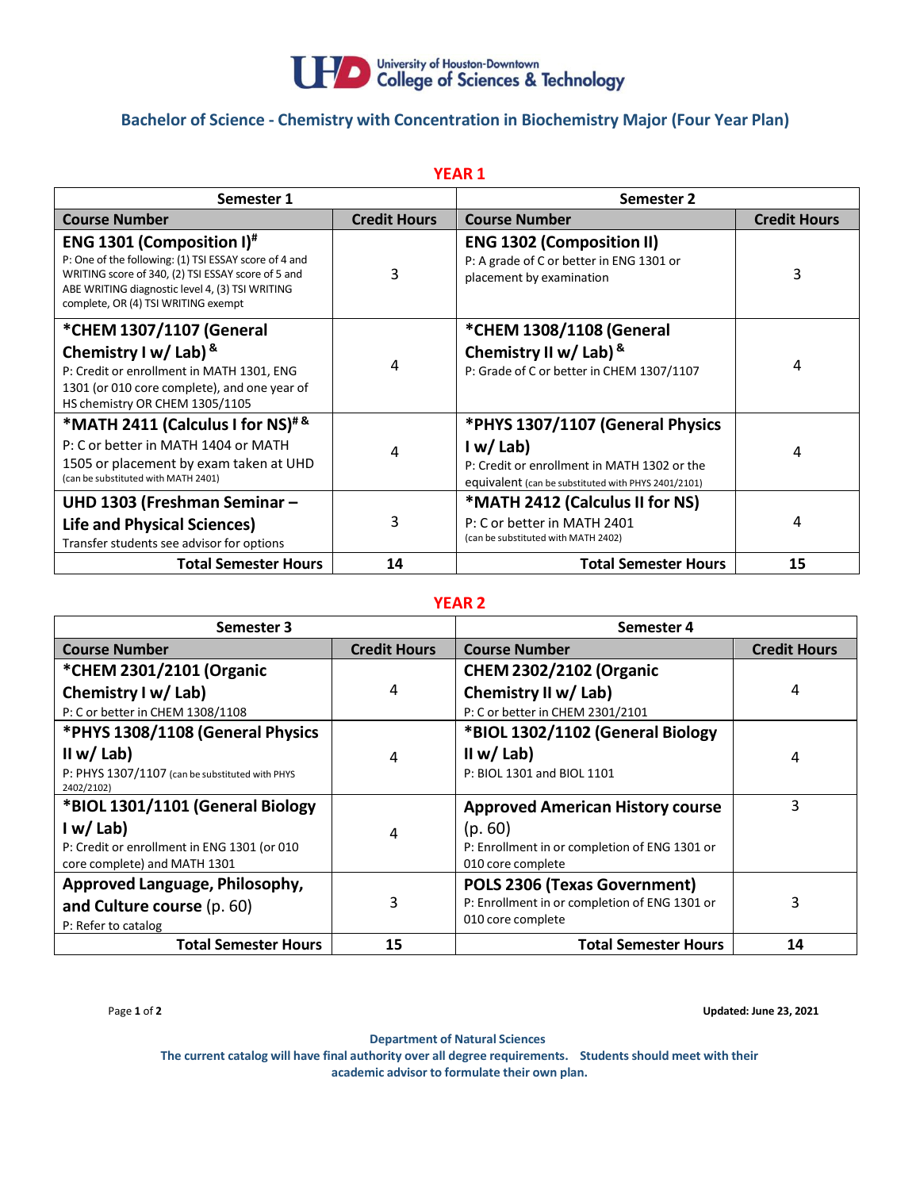University of Houston-Downtown
College of Sciences & Technology

## Bachelor of Science - Chemistry with Concentration in Biochemistry Major (Four Year Plan)

### YEAR 1

| Semester 1 | | Semester 2 | |
|---|---|---|---|
| **Course Number** | **Credit Hours** | **Course Number** | **Credit Hours** |
| **ENG 1301 (Composition I)**[#] P: One of the following: (1) TSI ESSAY score of 4 and WRITING score of 340, (2) TSI ESSAY score of 5 and ABE WRITING diagnostic level 4, (3) TSI WRITING complete, OR (4) TSI WRITING exempt | 3 | **ENG 1302 (Composition II)** P: A grade of C or better in ENG 1301 or placement by examination | 3 |
| **\*CHEM 1307/1107 (General Chemistry I w/ Lab)**[&] P: Credit or enrollment in MATH 1301, ENG 1301 (or 010 core complete), and one year of HS chemistry OR CHEM 1305/1105 | 4 | **\*CHEM 1308/1108 (General Chemistry II w/ Lab)**[&] P: Grade of C or better in CHEM 1307/1107 | 4 |
| **\*MATH 2411 (Calculus I for NS)**[# &] P: C or better in MATH 1404 or MATH 1505 or placement by exam taken at UHD (can be substituted with MATH 2401) | 4 | **\*PHYS 1307/1107 (General Physics I w/ Lab)** P: Credit or enrollment in MATH 1302 or the equivalent (can be substituted with PHYS 2401/2101) | 4 |
| **UHD 1303 (Freshman Seminar – Life and Physical Sciences)** Transfer students see advisor for options | 3 | **\*MATH 2412 (Calculus II for NS)** P: C or better in MATH 2401 (can be substituted with MATH 2402) | 4 |
| **Total Semester Hours** | **14** | **Total Semester Hours** | **15** |

### YEAR 2

| Semester 3 | | Semester 4 | |
|---|---|---|---|
| **Course Number** | **Credit Hours** | **Course Number** | **Credit Hours** |
| **\*CHEM 2301/2101 (Organic Chemistry I w/ Lab)** P: C or better in CHEM 1308/1108 | 4 | **CHEM 2302/2102 (Organic Chemistry II w/ Lab)** P: C or better in CHEM 2301/2101 | 4 |
| **\*PHYS 1308/1108 (General Physics II w/ Lab)** P: PHYS 1307/1107 (can be substituted with PHYS 2402/2102) | 4 | **\*BIOL 1302/1102 (General Biology II w/ Lab)** P: BIOL 1301 and BIOL 1101 | 4 |
| **\*BIOL 1301/1101 (General Biology I w/ Lab)** P: Credit or enrollment in ENG 1301 (or 010 core complete) and MATH 1301 | 4 | **Approved American History course** (p. 60) P: Enrollment in or completion of ENG 1301 or 010 core complete | 3 |
| **Approved Language, Philosophy, and Culture course** (p. 60) P: Refer to catalog | 3 | **POLS 2306 (Texas Government)** P: Enrollment in or completion of ENG 1301 or 010 core complete | 3 |
| **Total Semester Hours** | **15** | **Total Semester Hours** | **14** |

Updated: June 23, 2021

**Department of Natural Sciences**
**The current catalog will have final authority over all degree requirements. Students should meet with their academic advisor to formulate their own plan.**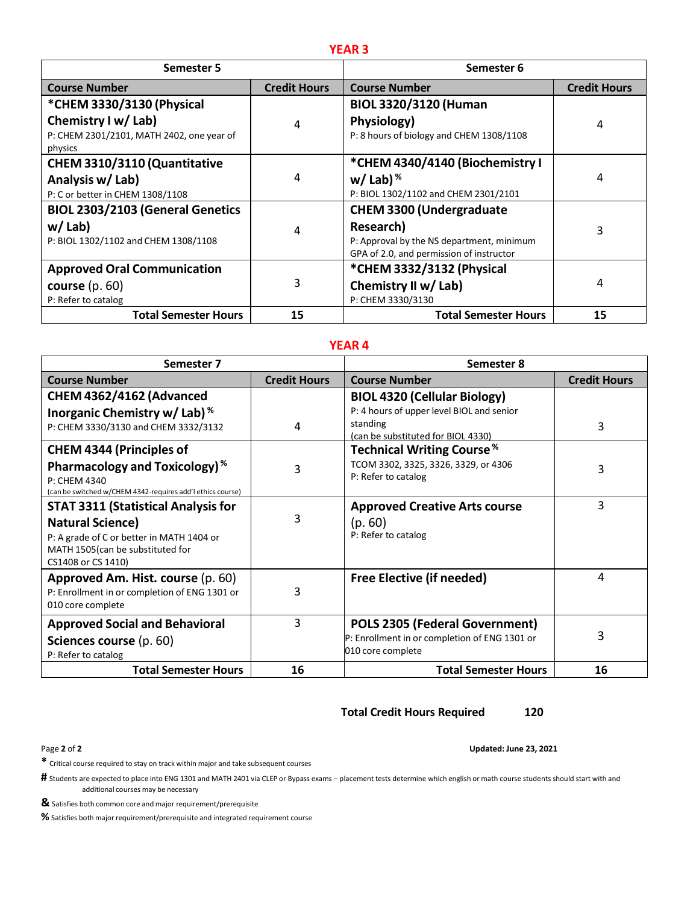## YEAR 3

| Semester 5 | | Semester 6 | |
|---|---|---|---|
| **Course Number** | **Credit Hours** | **Course Number** | **Credit Hours** |
| **\*CHEM 3330/3130 (Physical Chemistry I w/ Lab)** P: CHEM 2301/2101, MATH 2402, one year of physics | 4 | **BIOL 3320/3120 (Human Physiology)** P: 8 hours of biology and CHEM 1308/1108 | 4 |
| **CHEM 3310/3110 (Quantitative Analysis w/ Lab)** P: C or better in CHEM 1308/1108 | 4 | **\*CHEM 4340/4140 (Biochemistry I w/ Lab) %** P: BIOL 1302/1102 and CHEM 2301/2101 | 4 |
| **BIOL 2303/2103 (General Genetics w/ Lab)** P: BIOL 1302/1102 and CHEM 1308/1108 | 4 | **CHEM 3300 (Undergraduate Research)** P: Approval by the NS department, minimum GPA of 2.0, and permission of instructor | 3 |
| **Approved Oral Communication course** (p. 60) P: Refer to catalog | 3 | **\*CHEM 3332/3132 (Physical Chemistry II w/ Lab)** P: CHEM 3330/3130 | 4 |
| **Total Semester Hours** | **15** | **Total Semester Hours** | **15** |

## YEAR 4

| Semester 7 | | Semester 8 | |
|---|---|---|---|
| **Course Number** | **Credit Hours** | **Course Number** | **Credit Hours** |
| **CHEM 4362/4162 (Advanced Inorganic Chemistry w/ Lab) %** P: CHEM 3330/3130 and CHEM 3332/3132 | 4 | **BIOL 4320 (Cellular Biology)** P: 4 hours of upper level BIOL and senior standing (can be substituted for BIOL 4330) | 3 |
| **CHEM 4344 (Principles of Pharmacology and Toxicology) %** P: CHEM 4340 (can be switched w/CHEM 4342-requires add'l ethics course) | 3 | **Technical Writing Course %** TCOM 3302, 3325, 3326, 3329, or 4306 P: Refer to catalog | 3 |
| **STAT 3311 (Statistical Analysis for Natural Science)** P: A grade of C or better in MATH 1404 or MATH 1505(can be substituted for CS1408 or CS 1410) | 3 | **Approved Creative Arts course** (p. 60) P: Refer to catalog | 3 |
| **Approved Am. Hist. course** (p. 60) P: Enrollment in or completion of ENG 1301 or 010 core complete | 3 | **Free Elective (if needed)** | 4 |
| **Approved Social and Behavioral Sciences course** (p. 60) P: Refer to catalog | 3 | **POLS 2305 (Federal Government)** P: Enrollment in or completion of ENG 1301 or 010 core complete | 3 |
| **Total Semester Hours** | **16** | **Total Semester Hours** | **16** |

**Total Credit Hours Required 120**

**Updated: June 23, 2021**

**\*** Critical course required to stay on track within major and take subsequent courses

**#** Students are expected to place into ENG 1301 and MATH 2401 via CLEP or Bypass exams – placement tests determine which english or math course students should start with and additional courses may be necessary

**&** Satisfies both common core and major requirement/prerequisite

**%** Satisfies both major requirement/prerequisite and integrated requirement course